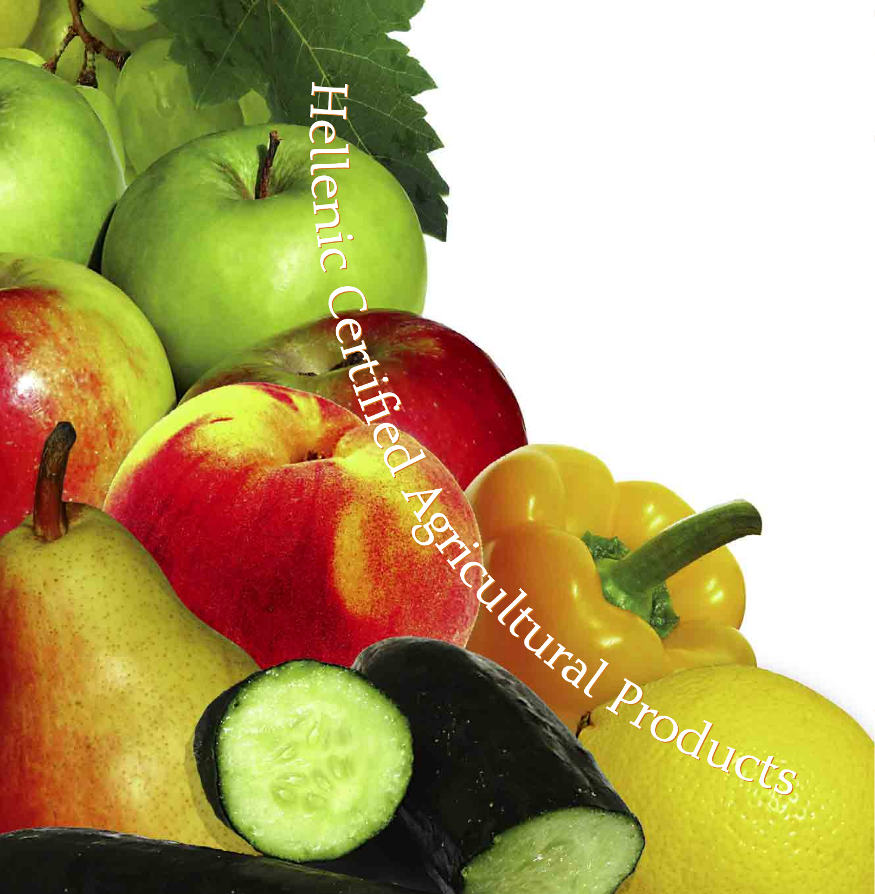# Hellenic Certified Agricultural Products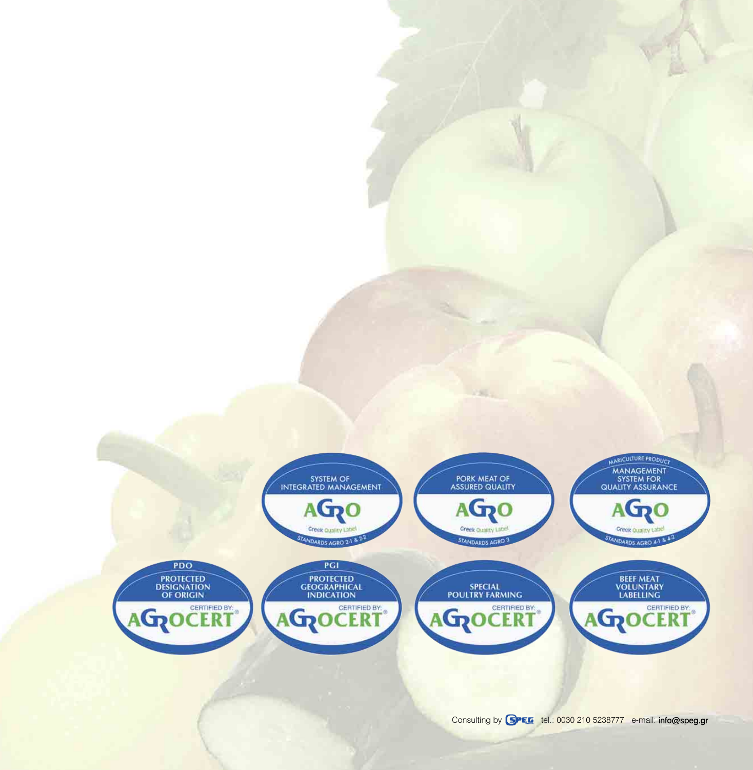SYSTEM OF INTEGRATED MANAGEMENT

AGRO

Greek Quality Label

STANDARDS AGRO 2-1 & 2-2

PORK MEAT OF ASSURED QUALITY

AGRO

Greek Quality Label

STANDARDS AGRO 3

MARICULTURE PRODUCT

MANAGEMENT SYSTEM FOR QUALITY ASSURANCE

AGRO

Greek Quality Label

STANDARDS AGRO 4-1 & 4-2

PDO

PROTECTED DESIGNATION OF ORIGIN

CERTIFIED BY:

AGROCERT®

PGI

PROTECTED GEOGRAPHICAL INDICATION

CERTIFIED BY:

AGROCERT®

SPECIAL POULTRY FARMING

CERTIFIED BY:

AGROCERT®

BEEF MEAT VOLUNTARY LABELLING

CERTIFIED BY:

AGROCERT®

Consulting by SPEG tel.: 0030 210 5238777 e-mail: **info@speg.gr**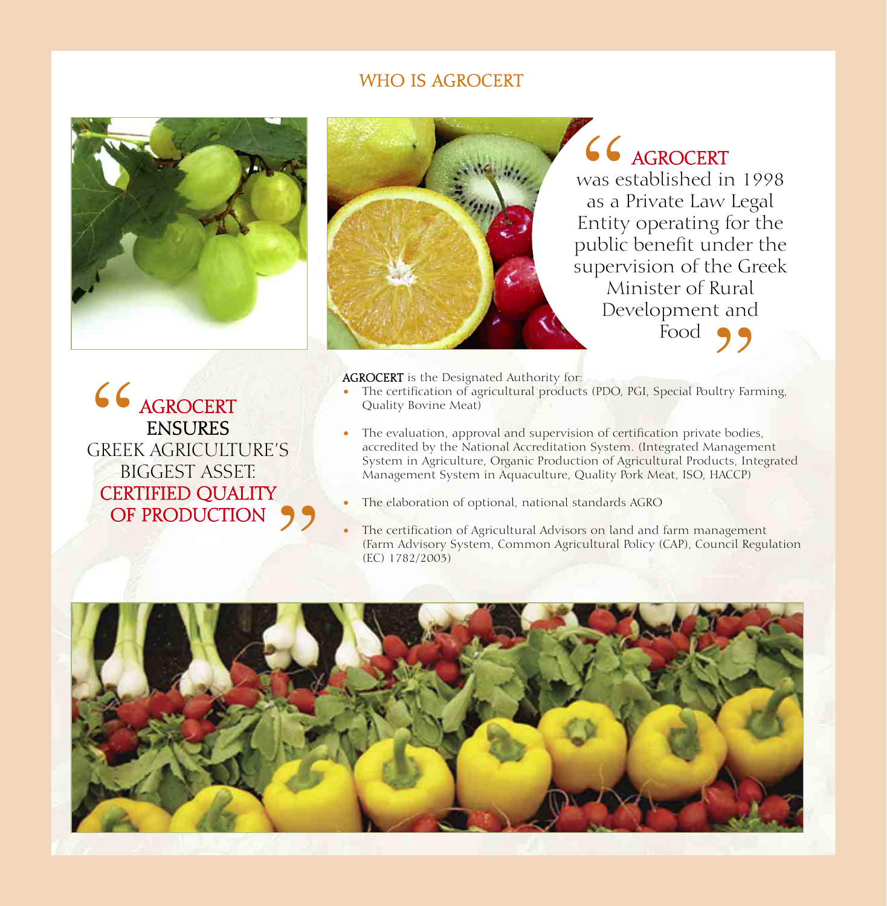# WHO IS AGROCERT

> "AGROCERT was established in 1998 as a Private Law Legal Entity operating for the public benefit under the supervision of the Greek Minister of Rural Development and Food"

> "AGROCERT **ENSURES** GREEK AGRICULTURE'S BIGGEST ASSET: CERTIFIED QUALITY OF PRODUCTION"

**AGROCERT** is the Designated Authority for:

- The certification of agricultural products (PDO, PGI, Special Poultry Farming, Quality Bovine Meat)
- The evaluation, approval and supervision of certification private bodies, accredited by the National Accreditation System. (Integrated Management System in Agriculture, Organic Production of Agricultural Products, Integrated Management System in Aquaculture, Quality Pork Meat, ISO, HACCP)
- The elaboration of optional, national standards AGRO
- The certification of Agricultural Advisors on land and farm management (Farm Advisory System, Common Agricultural Policy (CAP), Council Regulation (EC) 1782/2003)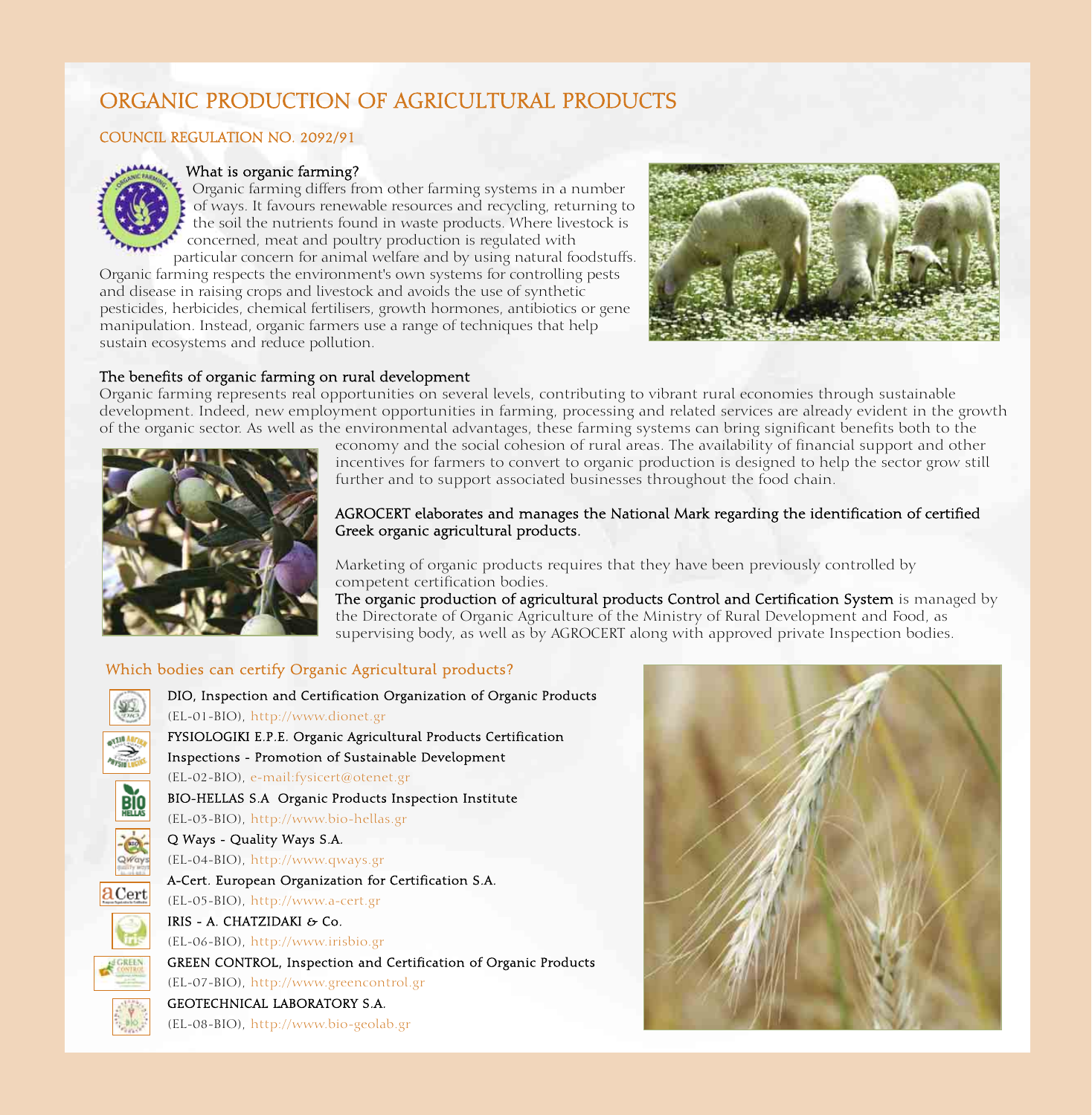# ORGANIC PRODUCTION OF AGRICULTURAL PRODUCTS

## COUNCIL REGULATION NO. 2092/91

### What is organic farming?

Organic farming differs from other farming systems in a number of ways. It favours renewable resources and recycling, returning to the soil the nutrients found in waste products. Where livestock is concerned, meat and poultry production is regulated with particular concern for animal welfare and by using natural foodstuffs. Organic farming respects the environment's own systems for controlling pests and disease in raising crops and livestock and avoids the use of synthetic pesticides, herbicides, chemical fertilisers, growth hormones, antibiotics or gene manipulation. Instead, organic farmers use a range of techniques that help sustain ecosystems and reduce pollution.

### The benefits of organic farming on rural development

Organic farming represents real opportunities on several levels, contributing to vibrant rural economies through sustainable development. Indeed, new employment opportunities in farming, processing and related services are already evident in the growth of the organic sector. As well as the environmental advantages, these farming systems can bring significant benefits both to the economy and the social cohesion of rural areas. The availability of financial support and other incentives for farmers to convert to organic production is designed to help the sector grow still further and to support associated businesses throughout the food chain.

**AGROCERT elaborates and manages the National Mark regarding the identification of certified Greek organic agricultural products.**

Marketing of organic products requires that they have been previously controlled by competent certification bodies.

**The organic production of agricultural products Control and Certification System** is managed by the Directorate of Organic Agriculture of the Ministry of Rural Development and Food, as supervising body, as well as by AGROCERT along with approved private Inspection bodies.

### Which bodies can certify Organic Agricultural products?

- **DIO, Inspection and Certification Organization of Organic Products**
  (EL-01-BIO), http://www.dionet.gr
- **FYSIOLOGIKI E.P.E. Organic Agricultural Products Certification Inspections - Promotion of Sustainable Development**
  (EL-02-BIO), e-mail:fysicert@otenet.gr
- **BIO-HELLAS S.A Organic Products Inspection Institute**
  (EL-03-BIO), http://www.bio-hellas.gr
- **Q Ways - Quality Ways S.A.**
  (EL-04-BIO), http://www.qways.gr
- **A-Cert. European Organization for Certification S.A.**
  (EL-05-BIO), http://www.a-cert.gr
- **IRIS - A. CHATZIDAKI & Co.**
  (EL-06-BIO), http://www.irisbio.gr
- **GREEN CONTROL, Inspection and Certification of Organic Products**
  (EL-07-BIO), http://www.greencontrol.gr
- **GEOTECHNICAL LABORATORY S.A.**
  (EL-08-BIO), http://www.bio-geolab.gr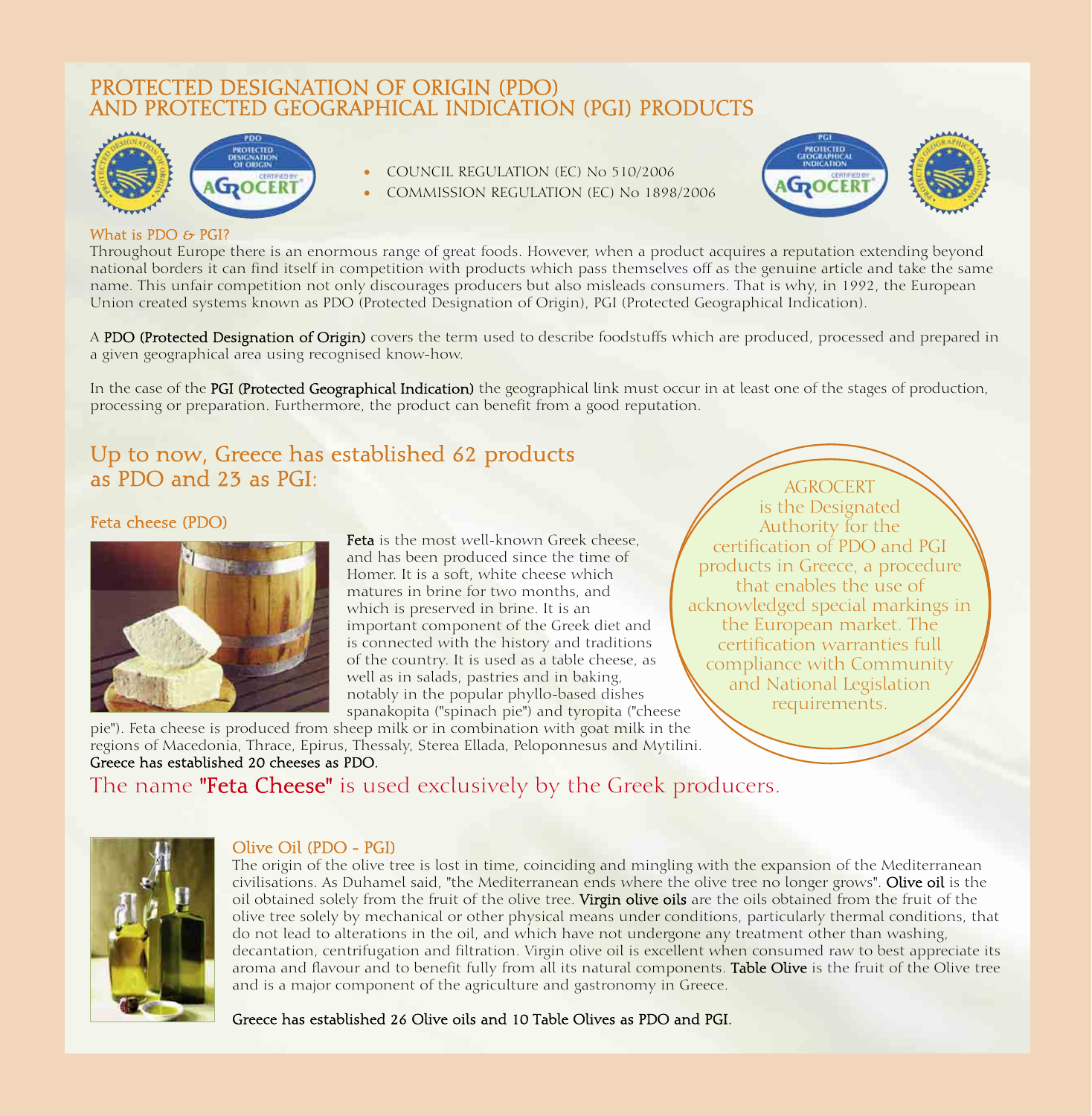# PROTECTED DESIGNATION OF ORIGIN (PDO) AND PROTECTED GEOGRAPHICAL INDICATION (PGI) PRODUCTS

- COUNCIL REGULATION (EC) No 510/2006
- COMMISSION REGULATION (EC) No 1898/2006

### What is PDO & PGI?

Throughout Europe there is an enormous range of great foods. However, when a product acquires a reputation extending beyond national borders it can find itself in competition with products which pass themselves off as the genuine article and take the same name. This unfair competition not only discourages producers but also misleads consumers. That is why, in 1992, the European Union created systems known as PDO (Protected Designation of Origin), PGI (Protected Geographical Indication).

A **PDO (Protected Designation of Origin)** covers the term used to describe foodstuffs which are produced, processed and prepared in a given geographical area using recognised know-how.

In the case of the **PGI (Protected Geographical Indication)** the geographical link must occur in at least one of the stages of production, processing or preparation. Furthermore, the product can benefit from a good reputation.

## Up to now, Greece has established 62 products as PDO and 23 as PGI:

AGROCERT is the Designated Authority for the certification of PDO and PGI products in Greece, a procedure that enables the use of acknowledged special markings in the European market. The certification warranties full compliance with Community and National Legislation requirements.

### Feta cheese (PDO)

**Feta** is the most well-known Greek cheese, and has been produced since the time of Homer. It is a soft, white cheese which matures in brine for two months, and which is preserved in brine. It is an important component of the Greek diet and is connected with the history and traditions of the country. It is used as a table cheese, as well as in salads, pastries and in baking, notably in the popular phyllo-based dishes spanakopita ("spinach pie") and tyropita ("cheese pie"). Feta cheese is produced from sheep milk or in combination with goat milk in the regions of Macedonia, Thrace, Epirus, Thessaly, Sterea Ellada, Peloponnesus and Mytilini.
**Greece has established 20 cheeses as PDO.**

## The name "Feta Cheese" is used exclusively by the Greek producers.

### Olive Oil (PDO - PGI)

The origin of the olive tree is lost in time, coinciding and mingling with the expansion of the Mediterranean civilisations. As Duhamel said, "the Mediterranean ends where the olive tree no longer grows". **Olive oil** is the oil obtained solely from the fruit of the olive tree. **Virgin olive oils** are the oils obtained from the fruit of the olive tree solely by mechanical or other physical means under conditions, particularly thermal conditions, that do not lead to alterations in the oil, and which have not undergone any treatment other than washing, decantation, centrifugation and filtration. Virgin olive oil is excellent when consumed raw to best appreciate its aroma and flavour and to benefit fully from all its natural components. **Table Olive** is the fruit of the Olive tree and is a major component of the agriculture and gastronomy in Greece.

**Greece has established 26 Olive oils and 10 Table Olives as PDO and PGI.**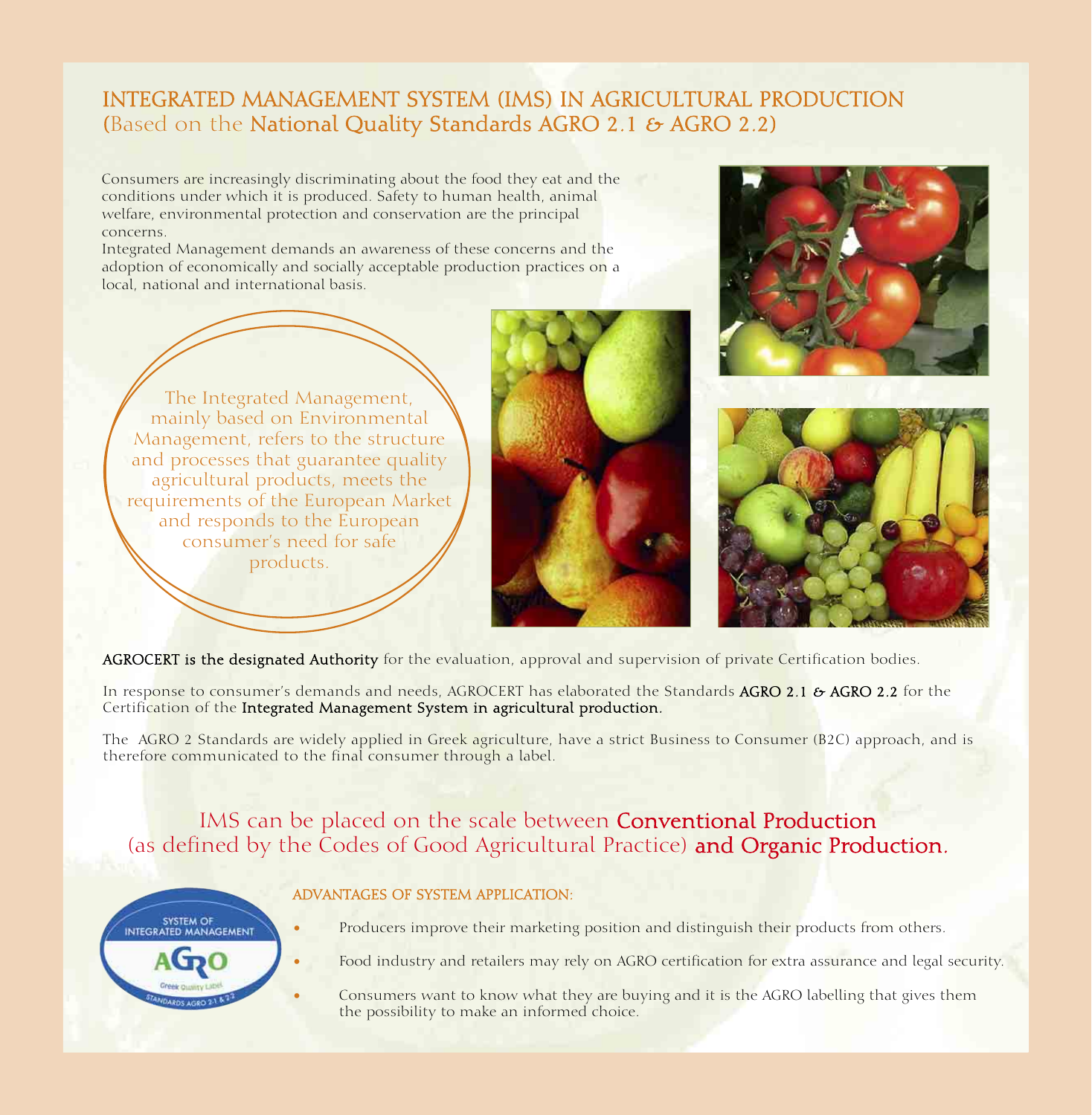# INTEGRATED MANAGEMENT SYSTEM (IMS) IN AGRICULTURAL PRODUCTION
## (Based on the National Quality Standards AGRO 2.1 & AGRO 2.2)

Consumers are increasingly discriminating about the food they eat and the conditions under which it is produced. Safety to human health, animal welfare, environmental protection and conservation are the principal concerns.
Integrated Management demands an awareness of these concerns and the adoption of economically and socially acceptable production practices on a local, national and international basis.

The Integrated Management, mainly based on Environmental Management, refers to the structure and processes that guarantee quality agricultural products, meets the requirements of the European Market and responds to the European consumer's need for safe products.

**AGROCERT is the designated Authority** for the evaluation, approval and supervision of private Certification bodies.

In response to consumer's demands and needs, AGROCERT has elaborated the Standards **AGRO 2.1 & AGRO 2.2** for the Certification of the **Integrated Management System in agricultural production.**

The AGRO 2 Standards are widely applied in Greek agriculture, have a strict Business to Consumer (B2C) approach, and is therefore communicated to the final consumer through a label.

IMS can be placed on the scale between **Conventional Production** (as defined by the Codes of Good Agricultural Practice) **and Organic Production.**

SYSTEM OF INTEGRATED MANAGEMENT
AGRO
Greek Quality Label
STANDARDS AGRO 2.1 & 2.2

### ADVANTAGES OF SYSTEM APPLICATION:

- Producers improve their marketing position and distinguish their products from others.
- Food industry and retailers may rely on AGRO certification for extra assurance and legal security.
- Consumers want to know what they are buying and it is the AGRO labelling that gives them the possibility to make an informed choice.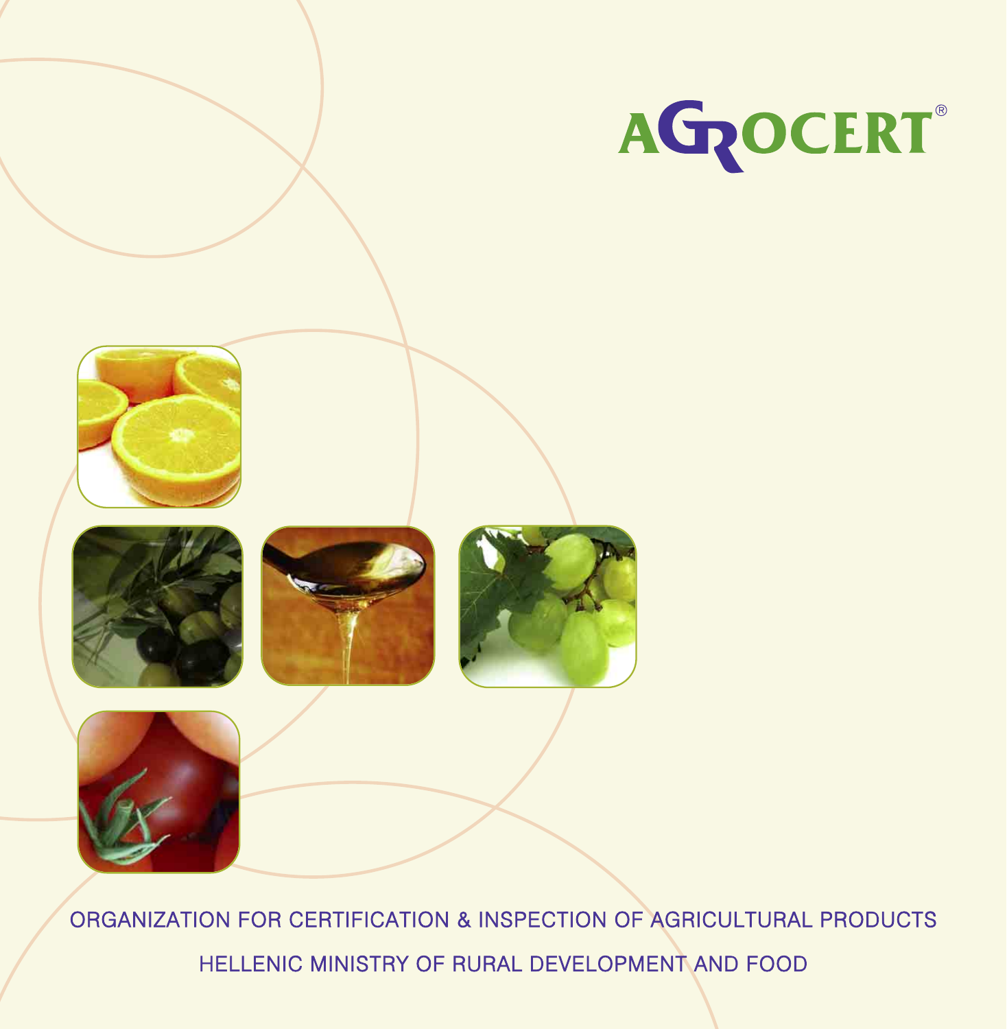# AGROCERT®

ORGANIZATION FOR CERTIFICATION & INSPECTION OF AGRICULTURAL PRODUCTS

HELLENIC MINISTRY OF RURAL DEVELOPMENT AND FOOD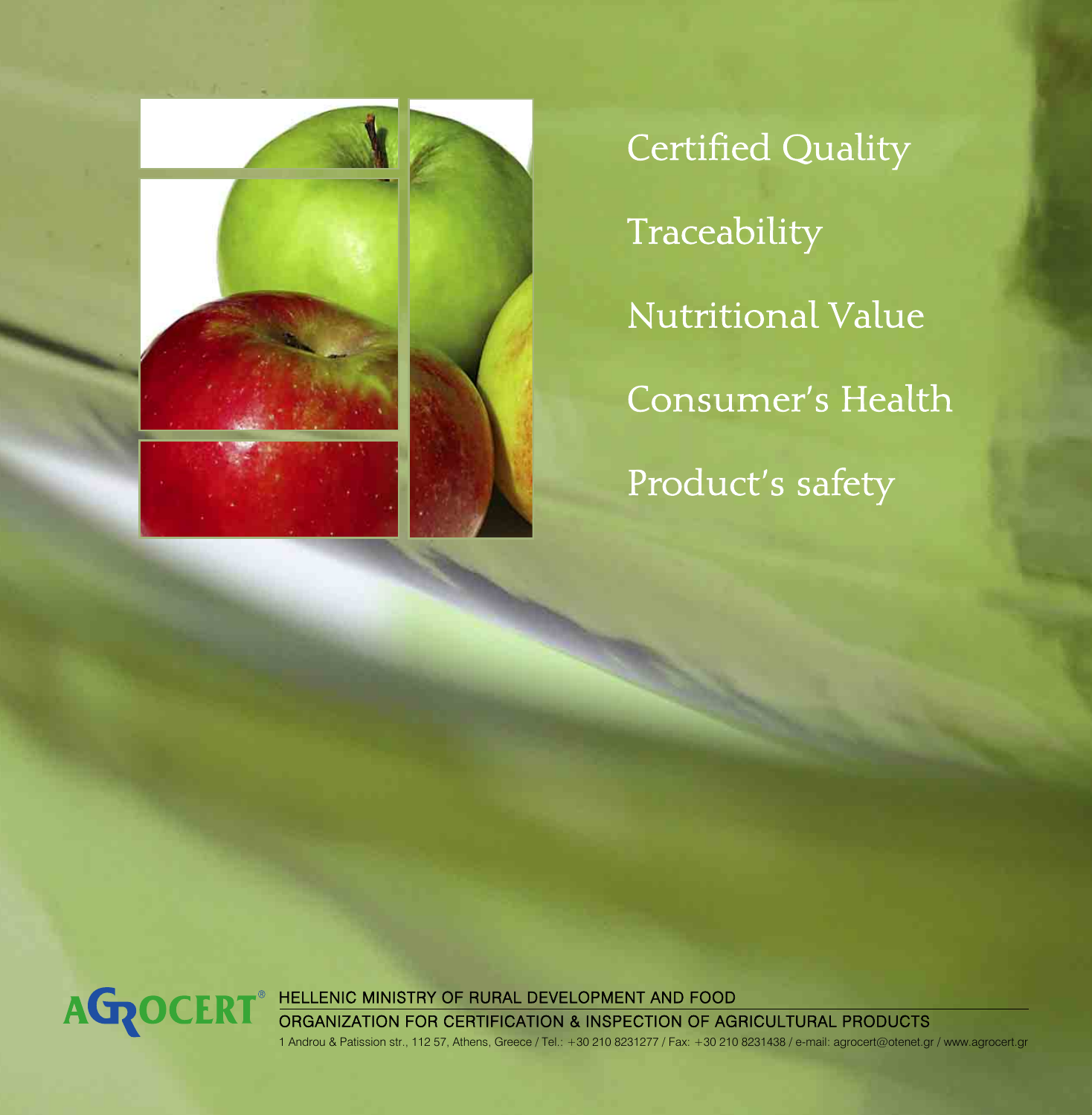Certified Quality

Traceability

Nutritional Value

Consumer's Health

Product's safety

AGROCERT®

HELLENIC MINISTRY OF RURAL DEVELOPMENT AND FOOD

ORGANIZATION FOR CERTIFICATION & INSPECTION OF AGRICULTURAL PRODUCTS

1 Androu & Patission str., 112 57, Athens, Greece / Tel.: +30 210 8231277 / Fax: +30 210 8231438 / e-mail: agrocert@otenet.gr / www.agrocert.gr